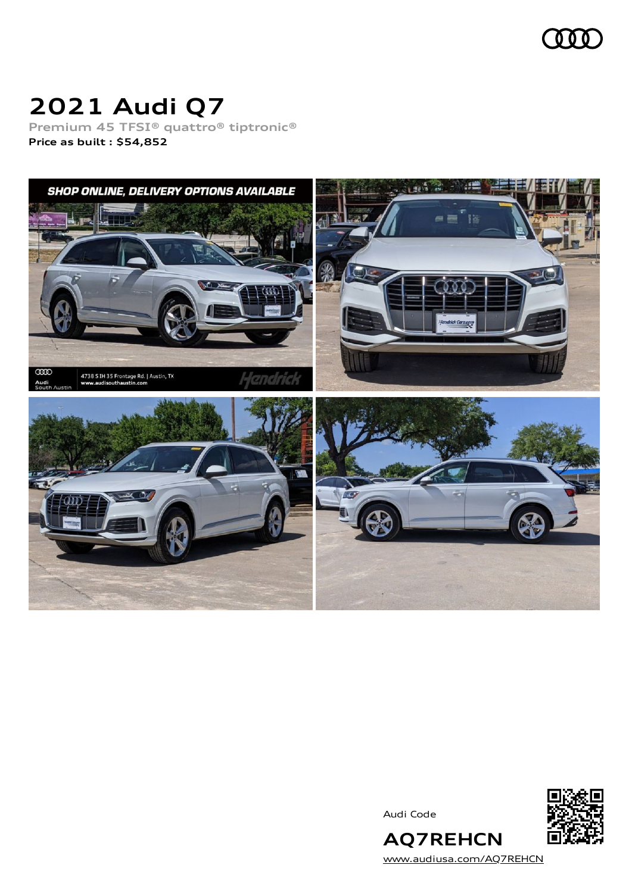# 2021 Audi Q7

Premium 45 TFSI® quattro® tiptronic®

**Price as built : $54,852**

Audi Code

**AQ7REHCN**

www.audiusa.com/AQ7REHCN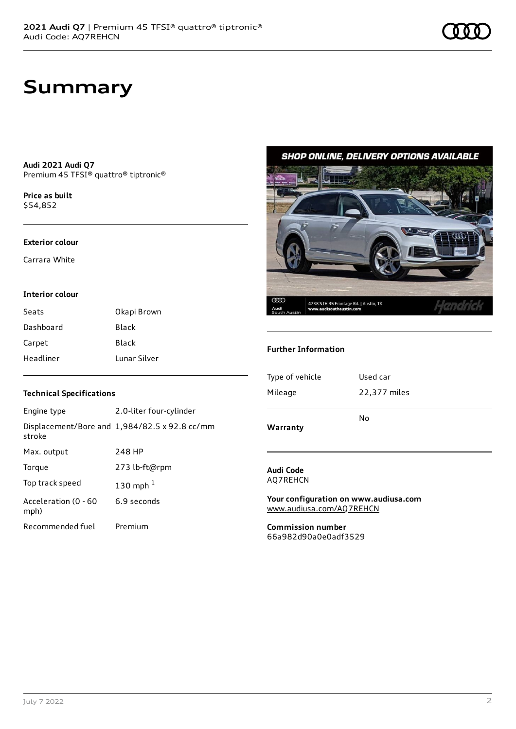# Summary

**Audi 2021 Audi Q7**
Premium 45 TFSI® quattro® tiptronic®

**Price as built**
$54,852

**Exterior colour**

Carrara White

**Interior colour**

| | |
|---|---|
| Seats | Okapi Brown |
| Dashboard | Black |
| Carpet | Black |
| Headliner | Lunar Silver |

**Technical Specifications**

| | |
|---|---|
| Engine type | 2.0-liter four-cylinder |
| Displacement/Bore and stroke | 1,984/82.5 x 92.8 cc/mm |
| Max. output | 248 HP |
| Torque | 273 lb-ft@rpm |
| Top track speed | 130 mph [1] |
| Acceleration (0 - 60 mph) | 6.9 seconds |
| Recommended fuel | Premium |

**Further Information**

| | |
|---|---|
| Type of vehicle | Used car |
| Mileage | 22,377 miles |
| **Warranty** | No |

**Audi Code**
AQ7REHCN

**Your configuration on www.audiusa.com**
www.audiusa.com/AQ7REHCN

**Commission number**
66a982d90a0e0adf3529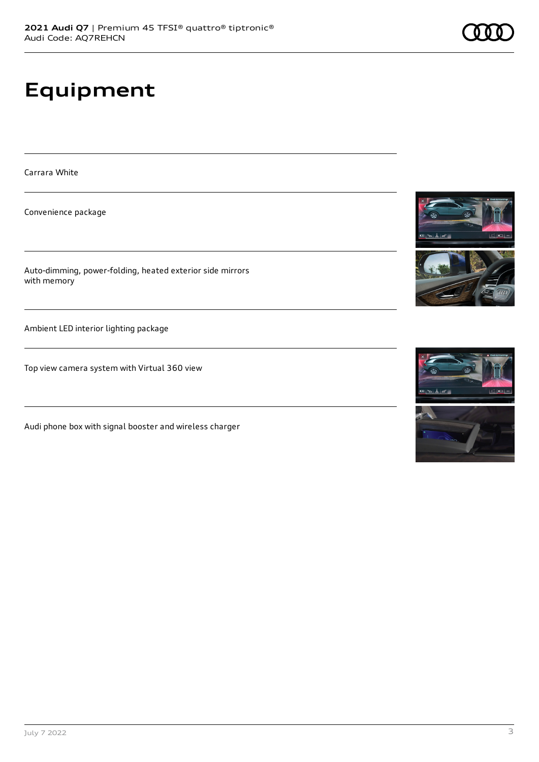# Equipment

Carrara White

Convenience package

Auto-dimming, power-folding, heated exterior side mirrors with memory

Ambient LED interior lighting package

Top view camera system with Virtual 360 view

Audi phone box with signal booster and wireless charger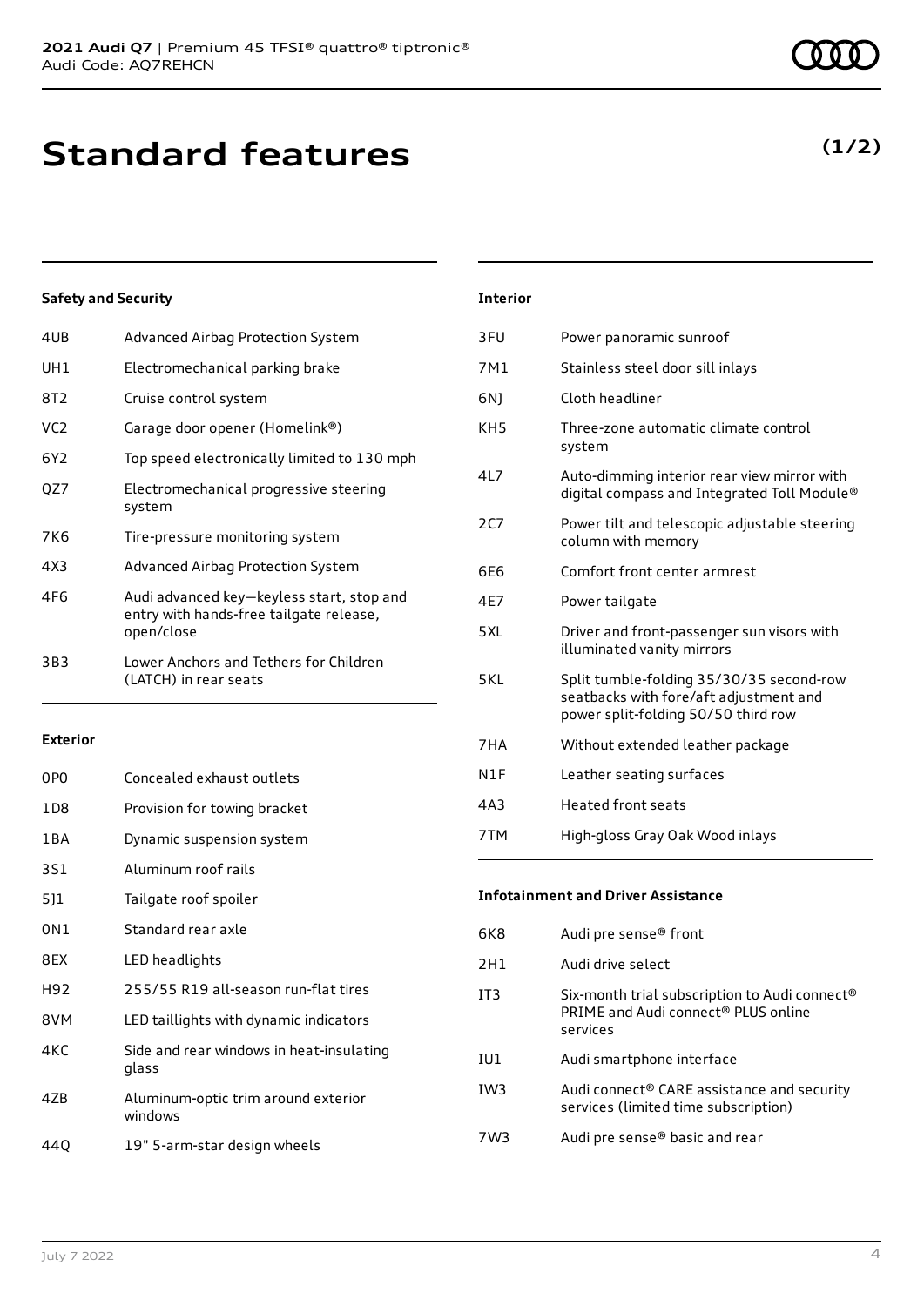# Standard features

**(1/2)**

### Safety and Security

| | |
|---|---|
| 4UB | Advanced Airbag Protection System |
| UH1 | Electromechanical parking brake |
| 8T2 | Cruise control system |
| VC2 | Garage door opener (Homelink®) |
| 6Y2 | Top speed electronically limited to 130 mph |
| QZ7 | Electromechanical progressive steering system |
| 7K6 | Tire-pressure monitoring system |
| 4X3 | Advanced Airbag Protection System |
| 4F6 | Audi advanced key—keyless start, stop and entry with hands-free tailgate release, open/close |
| 3B3 | Lower Anchors and Tethers for Children (LATCH) in rear seats |

### Exterior

| | |
|---|---|
| 0P0 | Concealed exhaust outlets |
| 1D8 | Provision for towing bracket |
| 1BA | Dynamic suspension system |
| 3S1 | Aluminum roof rails |
| 5J1 | Tailgate roof spoiler |
| 0N1 | Standard rear axle |
| 8EX | LED headlights |
| H92 | 255/55 R19 all-season run-flat tires |
| 8VM | LED taillights with dynamic indicators |
| 4KC | Side and rear windows in heat-insulating glass |
| 4ZB | Aluminum-optic trim around exterior windows |
| 44Q | 19" 5-arm-star design wheels |

### Interior

| | |
|---|---|
| 3FU | Power panoramic sunroof |
| 7M1 | Stainless steel door sill inlays |
| 6NJ | Cloth headliner |
| KH5 | Three-zone automatic climate control system |
| 4L7 | Auto-dimming interior rear view mirror with digital compass and Integrated Toll Module® |
| 2C7 | Power tilt and telescopic adjustable steering column with memory |
| 6E6 | Comfort front center armrest |
| 4E7 | Power tailgate |
| 5XL | Driver and front-passenger sun visors with illuminated vanity mirrors |
| 5KL | Split tumble-folding 35/30/35 second-row seatbacks with fore/aft adjustment and power split-folding 50/50 third row |
| 7HA | Without extended leather package |
| N1F | Leather seating surfaces |
| 4A3 | Heated front seats |
| 7TM | High-gloss Gray Oak Wood inlays |

### Infotainment and Driver Assistance

| | |
|---|---|
| 6K8 | Audi pre sense® front |
| 2H1 | Audi drive select |
| IT3 | Six-month trial subscription to Audi connect® PRIME and Audi connect® PLUS online services |
| IU1 | Audi smartphone interface |
| IW3 | Audi connect® CARE assistance and security services (limited time subscription) |
| 7W3 | Audi pre sense® basic and rear |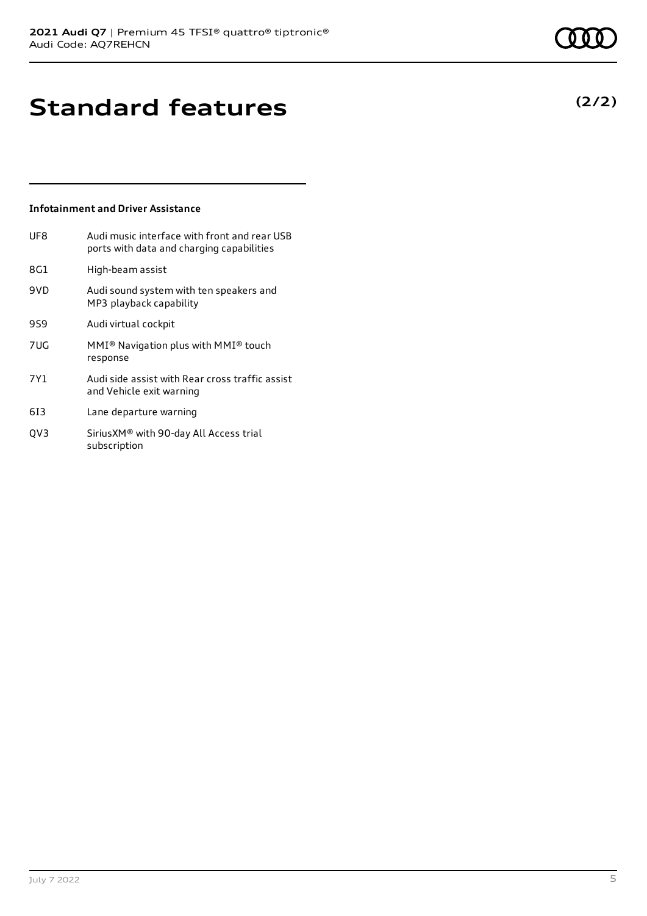# Standard features

**(2/2)**

### Infotainment and Driver Assistance

| Code | Feature |
| --- | --- |
| UF8 | Audi music interface with front and rear USB ports with data and charging capabilities |
| 8G1 | High-beam assist |
| 9VD | Audi sound system with ten speakers and MP3 playback capability |
| 9S9 | Audi virtual cockpit |
| 7UG | MMI® Navigation plus with MMI® touch response |
| 7Y1 | Audi side assist with Rear cross traffic assist and Vehicle exit warning |
| 6I3 | Lane departure warning |
| QV3 | SiriusXM® with 90-day All Access trial subscription |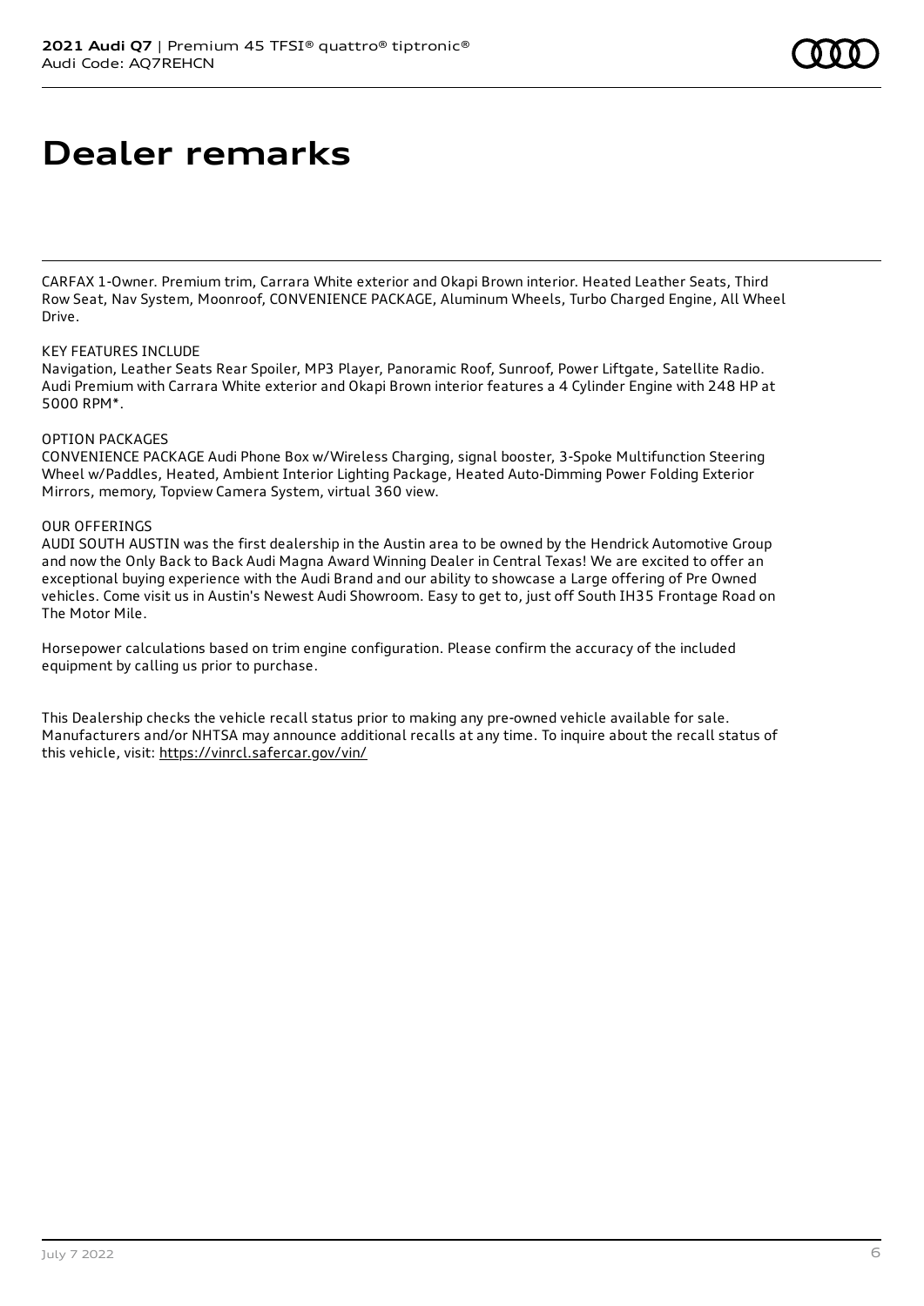# Dealer remarks

CARFAX 1-Owner. Premium trim, Carrara White exterior and Okapi Brown interior. Heated Leather Seats, Third Row Seat, Nav System, Moonroof, CONVENIENCE PACKAGE, Aluminum Wheels, Turbo Charged Engine, All Wheel Drive.

KEY FEATURES INCLUDE
Navigation, Leather Seats Rear Spoiler, MP3 Player, Panoramic Roof, Sunroof, Power Liftgate, Satellite Radio. Audi Premium with Carrara White exterior and Okapi Brown interior features a 4 Cylinder Engine with 248 HP at 5000 RPM*.

OPTION PACKAGES
CONVENIENCE PACKAGE Audi Phone Box w/Wireless Charging, signal booster, 3-Spoke Multifunction Steering Wheel w/Paddles, Heated, Ambient Interior Lighting Package, Heated Auto-Dimming Power Folding Exterior Mirrors, memory, Topview Camera System, virtual 360 view.

OUR OFFERINGS
AUDI SOUTH AUSTIN was the first dealership in the Austin area to be owned by the Hendrick Automotive Group and now the Only Back to Back Audi Magna Award Winning Dealer in Central Texas! We are excited to offer an exceptional buying experience with the Audi Brand and our ability to showcase a Large offering of Pre Owned vehicles. Come visit us in Austin's Newest Audi Showroom. Easy to get to, just off South IH35 Frontage Road on The Motor Mile.

Horsepower calculations based on trim engine configuration. Please confirm the accuracy of the included equipment by calling us prior to purchase.

This Dealership checks the vehicle recall status prior to making any pre-owned vehicle available for sale. Manufacturers and/or NHTSA may announce additional recalls at any time. To inquire about the recall status of this vehicle, visit: https://vinrcl.safercar.gov/vin/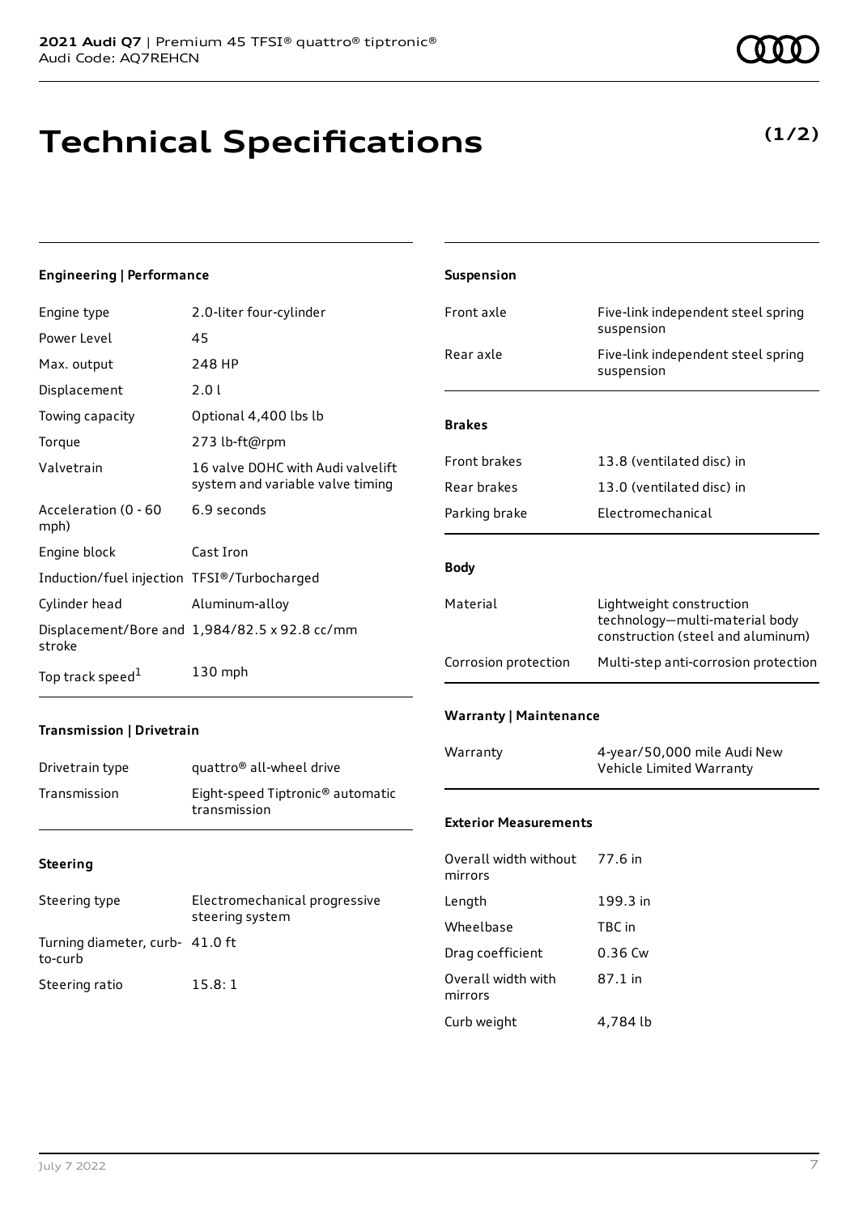# Technical Specifications

**(1/2)**

### Engineering | Performance

| | |
|---|---|
| Engine type | 2.0-liter four-cylinder |
| Power Level | 45 |
| Max. output | 248 HP |
| Displacement | 2.0 l |
| Towing capacity | Optional 4,400 lbs lb |
| Torque | 273 lb-ft@rpm |
| Valvetrain | 16 valve DOHC with Audi valvelift system and variable valve timing |
| Acceleration (0 - 60 mph) | 6.9 seconds |
| Engine block | Cast Iron |
| Induction/fuel injection | TFSI®/Turbocharged |
| Cylinder head | Aluminum-alloy |
| Displacement/Bore and stroke | 1,984/82.5 x 92.8 cc/mm |
| Top track speed[1] | 130 mph |

### Transmission | Drivetrain

| | |
|---|---|
| Drivetrain type | quattro® all-wheel drive |
| Transmission | Eight-speed Tiptronic® automatic transmission |

### Steering

| | |
|---|---|
| Steering type | Electromechanical progressive steering system |
| Turning diameter, curb-to-curb | 41.0 ft |
| Steering ratio | 15.8: 1 |

### Suspension

| | |
|---|---|
| Front axle | Five-link independent steel spring suspension |
| Rear axle | Five-link independent steel spring suspension |

### Brakes

| | |
|---|---|
| Front brakes | 13.8 (ventilated disc) in |
| Rear brakes | 13.0 (ventilated disc) in |
| Parking brake | Electromechanical |

### Body

| | |
|---|---|
| Material | Lightweight construction technology—multi-material body construction (steel and aluminum) |
| Corrosion protection | Multi-step anti-corrosion protection |

### Warranty | Maintenance

| | |
|---|---|
| Warranty | 4-year/50,000 mile Audi New Vehicle Limited Warranty |

### Exterior Measurements

| | |
|---|---|
| Overall width without mirrors | 77.6 in |
| Length | 199.3 in |
| Wheelbase | TBC in |
| Drag coefficient | 0.36 Cw |
| Overall width with mirrors | 87.1 in |
| Curb weight | 4,784 lb |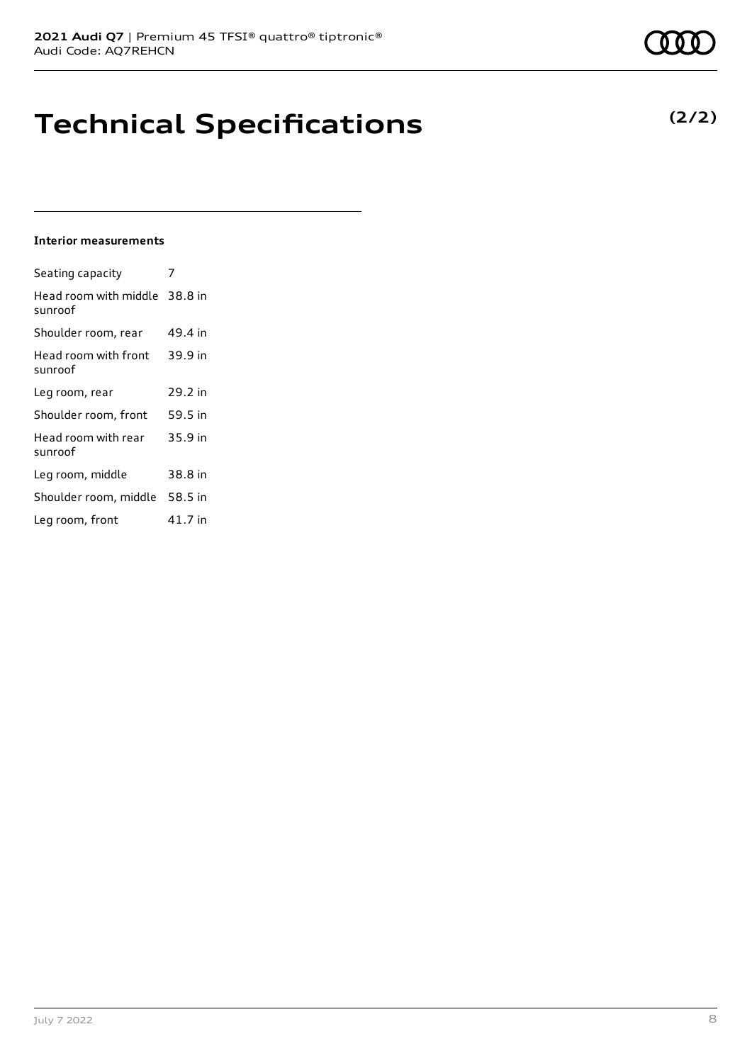# Technical Specifications

**(2/2)**

**Interior measurements**

| | |
|---|---|
| Seating capacity | 7 |
| Head room with middle sunroof | 38.8 in |
| Shoulder room, rear | 49.4 in |
| Head room with front sunroof | 39.9 in |
| Leg room, rear | 29.2 in |
| Shoulder room, front | 59.5 in |
| Head room with rear sunroof | 35.9 in |
| Leg room, middle | 38.8 in |
| Shoulder room, middle | 58.5 in |
| Leg room, front | 41.7 in |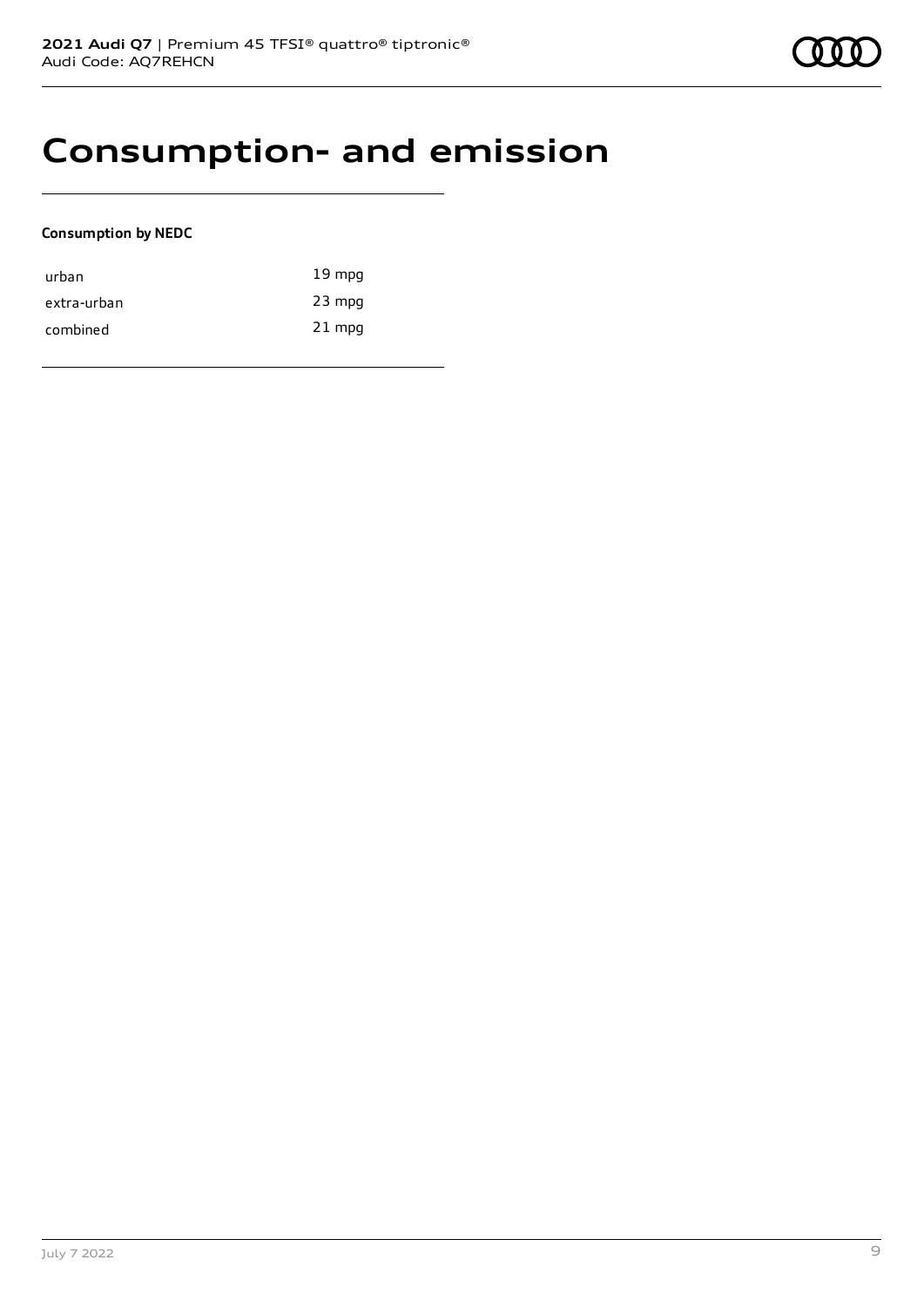# Consumption- and emission

**Consumption by NEDC**

| | |
|---|---|
| urban | 19 mpg |
| extra-urban | 23 mpg |
| combined | 21 mpg |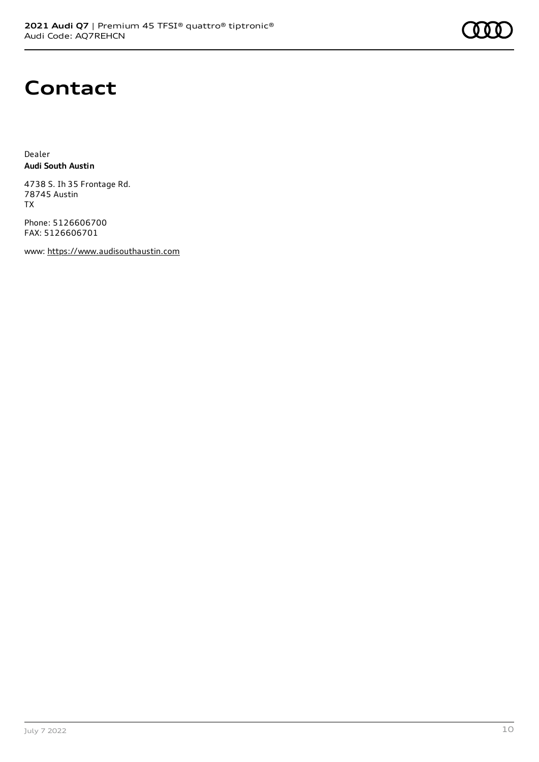# Contact

Dealer
**Audi South Austin**

4738 S. Ih 35 Frontage Rd.
78745 Austin
TX

Phone: 5126606700
FAX: 5126606701

www: https://www.audisouthaustin.com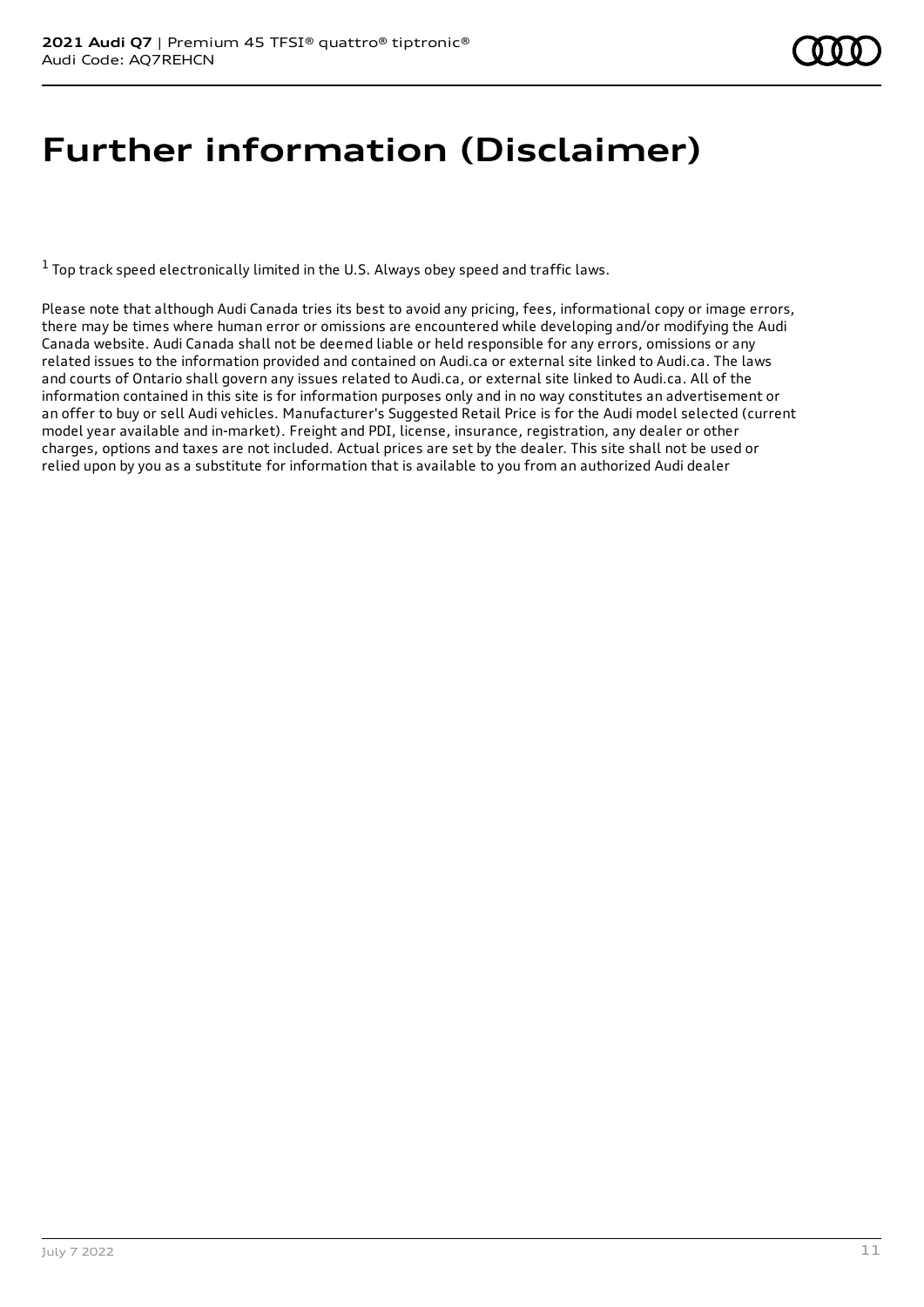# Further information (Disclaimer)

[1] Top track speed electronically limited in the U.S. Always obey speed and traffic laws.

Please note that although Audi Canada tries its best to avoid any pricing, fees, informational copy or image errors, there may be times where human error or omissions are encountered while developing and/or modifying the Audi Canada website. Audi Canada shall not be deemed liable or held responsible for any errors, omissions or any related issues to the information provided and contained on Audi.ca or external site linked to Audi.ca. The laws and courts of Ontario shall govern any issues related to Audi.ca, or external site linked to Audi.ca. All of the information contained in this site is for information purposes only and in no way constitutes an advertisement or an offer to buy or sell Audi vehicles. Manufacturer's Suggested Retail Price is for the Audi model selected (current model year available and in-market). Freight and PDI, license, insurance, registration, any dealer or other charges, options and taxes are not included. Actual prices are set by the dealer. This site shall not be used or relied upon by you as a substitute for information that is available to you from an authorized Audi dealer